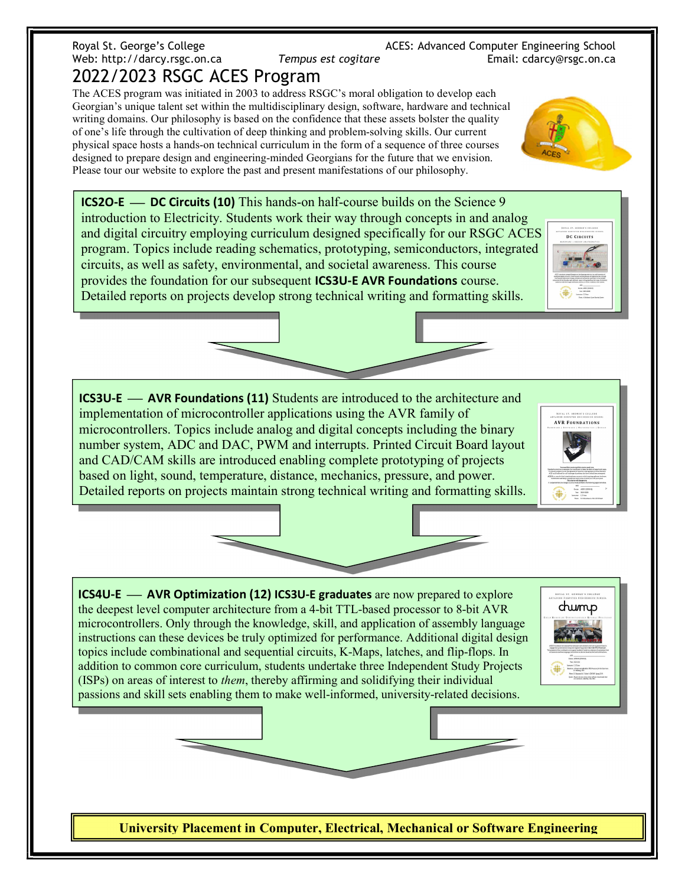Royal St. George's College
Web: http://darcy.rsgc.on.ca

*Tempus est cogitare*

ACES: Advanced Computer Engineering School
Email: cdarcy@rsgc.on.ca

# 2022/2023 RSGC ACES Program

The ACES program was initiated in 2003 to address RSGC's moral obligation to develop each Georgian's unique talent set within the multidisciplinary design, software, hardware and technical writing domains. Our philosophy is based on the confidence that these assets bolster the quality of one's life through the cultivation of deep thinking and problem-solving skills. Our current physical space hosts a hands-on technical curriculum in the form of a sequence of three courses designed to prepare design and engineering-minded Georgians for the future that we envision. Please tour our website to explore the past and present manifestations of our philosophy.

**ICS2O-E — DC Circuits (10)** This hands-on half-course builds on the Science 9 introduction to Electricity. Students work their way through concepts in and analog and digital circuitry employing curriculum designed specifically for our RSGC ACES program. Topics include reading schematics, prototyping, semiconductors, integrated circuits, as well as safety, environmental, and societal awareness. This course provides the foundation for our subsequent **ICS3U-E AVR Foundations** course. Detailed reports on projects develop strong technical writing and formatting skills.

**ICS3U-E — AVR Foundations (11)** Students are introduced to the architecture and implementation of microcontroller applications using the AVR family of microcontrollers. Topics include analog and digital concepts including the binary number system, ADC and DAC, PWM and interrupts. Printed Circuit Board layout and CAD/CAM skills are introduced enabling complete prototyping of projects based on light, sound, temperature, distance, mechanics, pressure, and power. Detailed reports on projects maintain strong technical writing and formatting skills.

**ICS4U-E — AVR Optimization (12) ICS3U-E graduates** are now prepared to explore the deepest level computer architecture from a 4-bit TTL-based processor to 8-bit AVR microcontrollers. Only through the knowledge, skill, and application of assembly language instructions can these devices be truly optimized for performance. Additional digital design topics include combinational and sequential circuits, K-Maps, latches, and flip-flops. In addition to common core curriculum, students undertake three Independent Study Projects (ISPs) on areas of interest to *them*, thereby affirming and solidifying their individual passions and skill sets enabling them to make well-informed, university-related decisions.

**University Placement in Computer, Electrical, Mechanical or Software Engineering**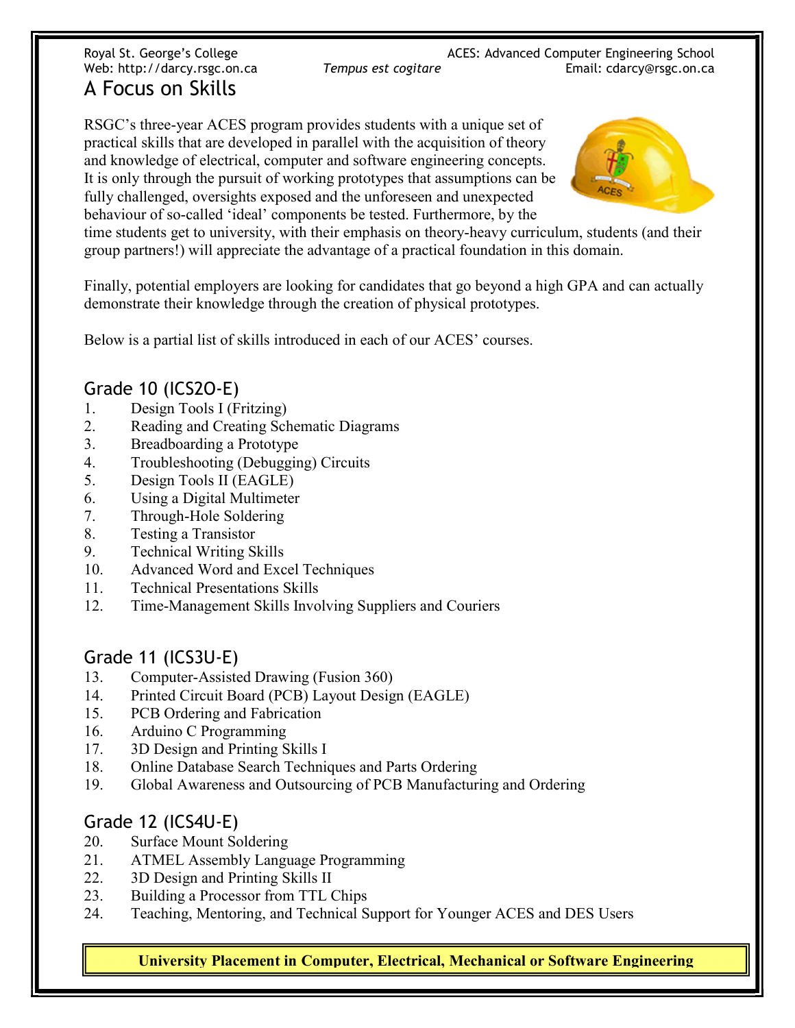Royal St. George's College — ACES: Advanced Computer Engineering School
Web: http://darcy.rsgc.on.ca — *Tempus est cogitare* — Email: cdarcy@rsgc.on.ca

# A Focus on Skills

RSGC's three-year ACES program provides students with a unique set of practical skills that are developed in parallel with the acquisition of theory and knowledge of electrical, computer and software engineering concepts. It is only through the pursuit of working prototypes that assumptions can be fully challenged, oversights exposed and the unforeseen and unexpected behaviour of so-called 'ideal' components be tested. Furthermore, by the time students get to university, with their emphasis on theory-heavy curriculum, students (and their group partners!) will appreciate the advantage of a practical foundation in this domain.

Finally, potential employers are looking for candidates that go beyond a high GPA and can actually demonstrate their knowledge through the creation of physical prototypes.

Below is a partial list of skills introduced in each of our ACES' courses.

## Grade 10 (ICS2O-E)

1. Design Tools I (Fritzing)
2. Reading and Creating Schematic Diagrams
3. Breadboarding a Prototype
4. Troubleshooting (Debugging) Circuits
5. Design Tools II (EAGLE)
6. Using a Digital Multimeter
7. Through-Hole Soldering
8. Testing a Transistor
9. Technical Writing Skills
10. Advanced Word and Excel Techniques
11. Technical Presentations Skills
12. Time-Management Skills Involving Suppliers and Couriers

## Grade 11 (ICS3U-E)

13. Computer-Assisted Drawing (Fusion 360)
14. Printed Circuit Board (PCB) Layout Design (EAGLE)
15. PCB Ordering and Fabrication
16. Arduino C Programming
17. 3D Design and Printing Skills I
18. Online Database Search Techniques and Parts Ordering
19. Global Awareness and Outsourcing of PCB Manufacturing and Ordering

## Grade 12 (ICS4U-E)

20. Surface Mount Soldering
21. ATMEL Assembly Language Programming
22. 3D Design and Printing Skills II
23. Building a Processor from TTL Chips
24. Teaching, Mentoring, and Technical Support for Younger ACES and DES Users

**University Placement in Computer, Electrical, Mechanical or Software Engineering**